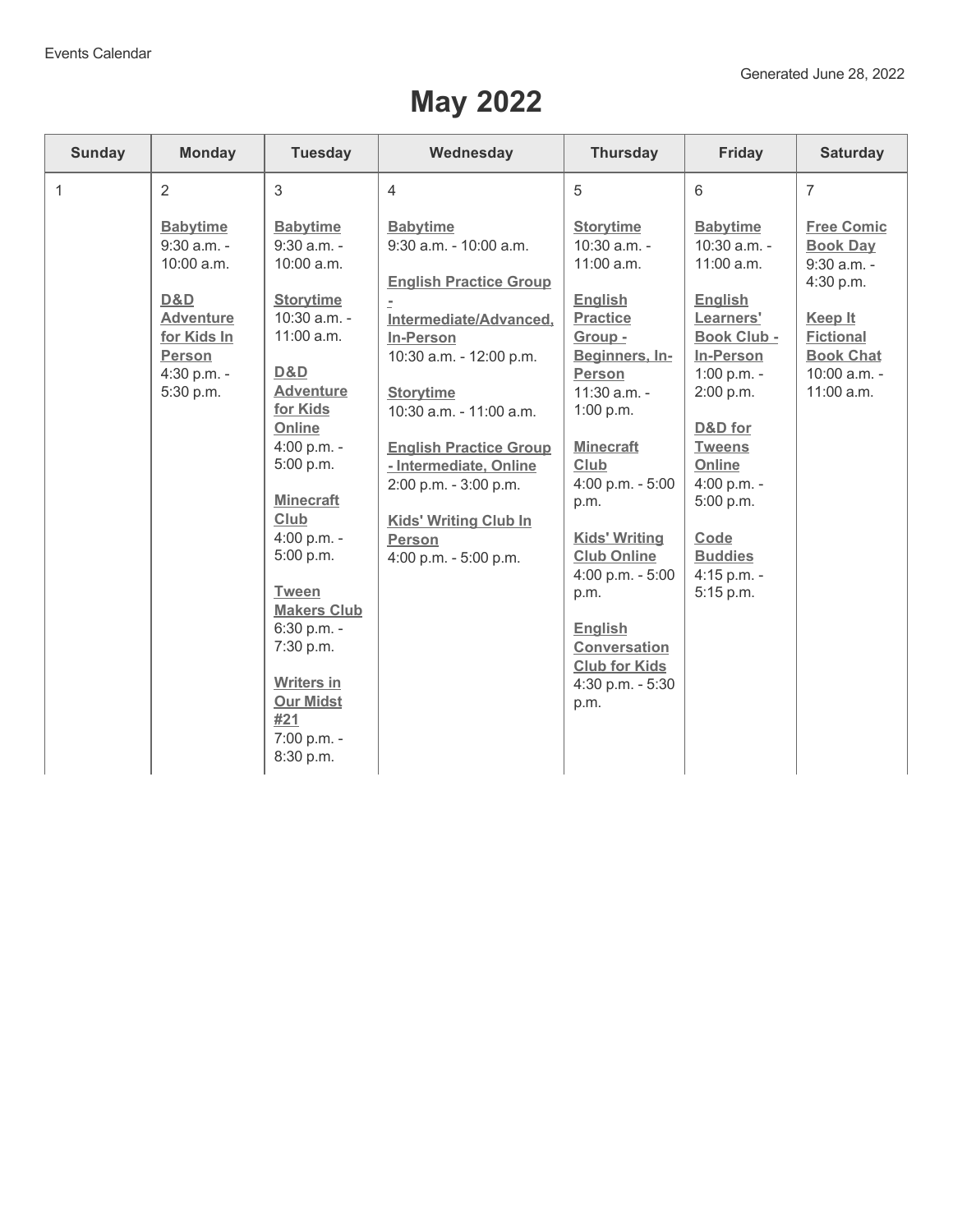Events Calendar

Generated June 28, 2022

# May 2022

| Sunday | Monday | Tuesday | Wednesday | Thursday | Friday | Saturday |
|---|---|---|---|---|---|---|
| 1 | 2<br><br>**Babytime**<br>9:30 a.m. - 10:00 a.m.<br><br>**D&D Adventure for Kids In Person**<br>4:30 p.m. - 5:30 p.m. | 3<br><br>**Babytime**<br>9:30 a.m. - 10:00 a.m.<br><br>**Storytime**<br>10:30 a.m. - 11:00 a.m.<br><br>**D&D Adventure for Kids Online**<br>4:00 p.m. - 5:00 p.m.<br><br>**Minecraft Club**<br>4:00 p.m. - 5:00 p.m.<br><br>**Tween Makers Club**<br>6:30 p.m. - 7:30 p.m.<br><br>**Writers in Our Midst #21**<br>7:00 p.m. - 8:30 p.m. | 4<br><br>**Babytime**<br>9:30 a.m. - 10:00 a.m.<br><br>**English Practice Group - Intermediate/Advanced, In-Person**<br>10:30 a.m. - 12:00 p.m.<br><br>**Storytime**<br>10:30 a.m. - 11:00 a.m.<br><br>**English Practice Group - Intermediate, Online**<br>2:00 p.m. - 3:00 p.m.<br><br>**Kids' Writing Club In Person**<br>4:00 p.m. - 5:00 p.m. | 5<br><br>**Storytime**<br>10:30 a.m. - 11:00 a.m.<br><br>**English Practice Group - Beginners, In-Person**<br>11:30 a.m. - 1:00 p.m.<br><br>**Minecraft Club**<br>4:00 p.m. - 5:00 p.m.<br><br>**Kids' Writing Club Online**<br>4:00 p.m. - 5:00 p.m.<br><br>**English Conversation Club for Kids**<br>4:30 p.m. - 5:30 p.m. | 6<br><br>**Babytime**<br>10:30 a.m. - 11:00 a.m.<br><br>**English Learners' Book Club - In-Person**<br>1:00 p.m. - 2:00 p.m.<br><br>**D&D for Tweens Online**<br>4:00 p.m. - 5:00 p.m.<br><br>**Code Buddies**<br>4:15 p.m. - 5:15 p.m. | 7<br><br>**Free Comic Book Day**<br>9:30 a.m. - 4:30 p.m.<br><br>**Keep It Fictional Book Chat**<br>10:00 a.m. - 11:00 a.m. |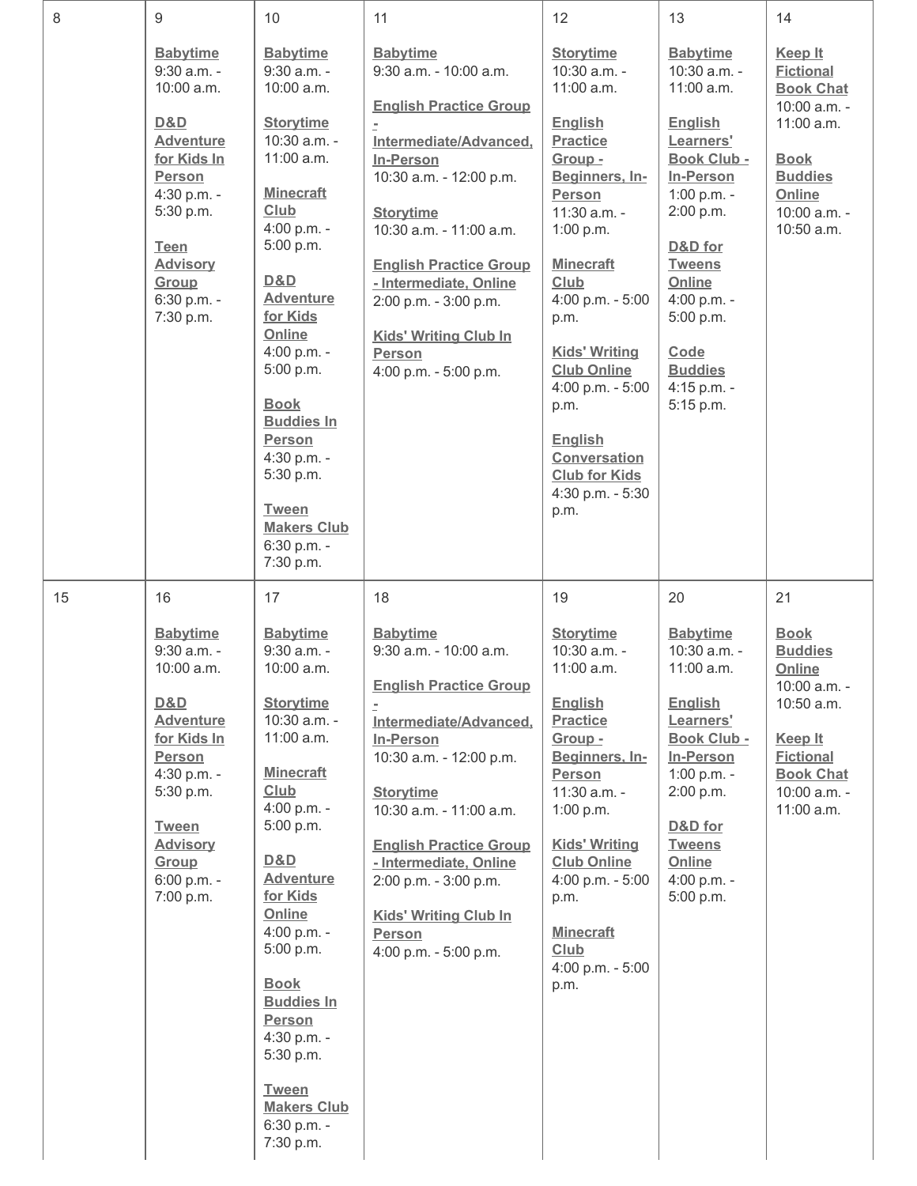| 8 | 9 | 10 | 11 | 12 | 13 | 14 |
|---|---|---|---|---|---|---|
| | **Babytime** 9:30 a.m. - 10:00 a.m.<br><br>**D&D Adventure for Kids In Person** 4:30 p.m. - 5:30 p.m.<br><br>**Teen Advisory Group** 6:30 p.m. - 7:30 p.m. | **Babytime** 9:30 a.m. - 10:00 a.m.<br><br>**Storytime** 10:30 a.m. - 11:00 a.m.<br><br>**Minecraft Club** 4:00 p.m. - 5:00 p.m.<br><br>**D&D Adventure for Kids Online** 4:00 p.m. - 5:00 p.m.<br><br>**Book Buddies In Person** 4:30 p.m. - 5:30 p.m.<br><br>**Tween Makers Club** 6:30 p.m. - 7:30 p.m. | **Babytime** 9:30 a.m. - 10:00 a.m.<br><br>**English Practice Group - Intermediate/Advanced, In-Person** 10:30 a.m. - 12:00 p.m.<br><br>**Storytime** 10:30 a.m. - 11:00 a.m.<br><br>**English Practice Group - Intermediate, Online** 2:00 p.m. - 3:00 p.m.<br><br>**Kids' Writing Club In Person** 4:00 p.m. - 5:00 p.m. | **Storytime** 10:30 a.m. - 11:00 a.m.<br><br>**English Practice Group - Beginners, In-Person** 11:30 a.m. - 1:00 p.m.<br><br>**Minecraft Club** 4:00 p.m. - 5:00 p.m.<br><br>**Kids' Writing Club Online** 4:00 p.m. - 5:00 p.m.<br><br>**English Conversation Club for Kids** 4:30 p.m. - 5:30 p.m. | **Babytime** 10:30 a.m. - 11:00 a.m.<br><br>**English Learners' Book Club - In-Person** 1:00 p.m. - 2:00 p.m.<br><br>**D&D for Tweens Online** 4:00 p.m. - 5:00 p.m.<br><br>**Code Buddies** 4:15 p.m. - 5:15 p.m. | **Keep It Fictional Book Chat** 10:00 a.m. - 11:00 a.m.<br><br>**Book Buddies Online** 10:00 a.m. - 10:50 a.m. |
| **15** | **16** | **17** | **18** | **19** | **20** | **21** |
| | **Babytime** 9:30 a.m. - 10:00 a.m.<br><br>**D&D Adventure for Kids In Person** 4:30 p.m. - 5:30 p.m.<br><br>**Tween Advisory Group** 6:00 p.m. - 7:00 p.m. | **Babytime** 9:30 a.m. - 10:00 a.m.<br><br>**Storytime** 10:30 a.m. - 11:00 a.m.<br><br>**Minecraft Club** 4:00 p.m. - 5:00 p.m.<br><br>**D&D Adventure for Kids Online** 4:00 p.m. - 5:00 p.m.<br><br>**Book Buddies In Person** 4:30 p.m. - 5:30 p.m.<br><br>**Tween Makers Club** 6:30 p.m. - 7:30 p.m. | **Babytime** 9:30 a.m. - 10:00 a.m.<br><br>**English Practice Group - Intermediate/Advanced, In-Person** 10:30 a.m. - 12:00 p.m.<br><br>**Storytime** 10:30 a.m. - 11:00 a.m.<br><br>**English Practice Group - Intermediate, Online** 2:00 p.m. - 3:00 p.m.<br><br>**Kids' Writing Club In Person** 4:00 p.m. - 5:00 p.m. | **Storytime** 10:30 a.m. - 11:00 a.m.<br><br>**English Practice Group - Beginners, In-Person** 11:30 a.m. - 1:00 p.m.<br><br>**Kids' Writing Club Online** 4:00 p.m. - 5:00 p.m.<br><br>**Minecraft Club** 4:00 p.m. - 5:00 p.m. | **Babytime** 10:30 a.m. - 11:00 a.m.<br><br>**English Learners' Book Club - In-Person** 1:00 p.m. - 2:00 p.m.<br><br>**D&D for Tweens Online** 4:00 p.m. - 5:00 p.m. | **Book Buddies Online** 10:00 a.m. - 10:50 a.m.<br><br>**Keep It Fictional Book Chat** 10:00 a.m. - 11:00 a.m. |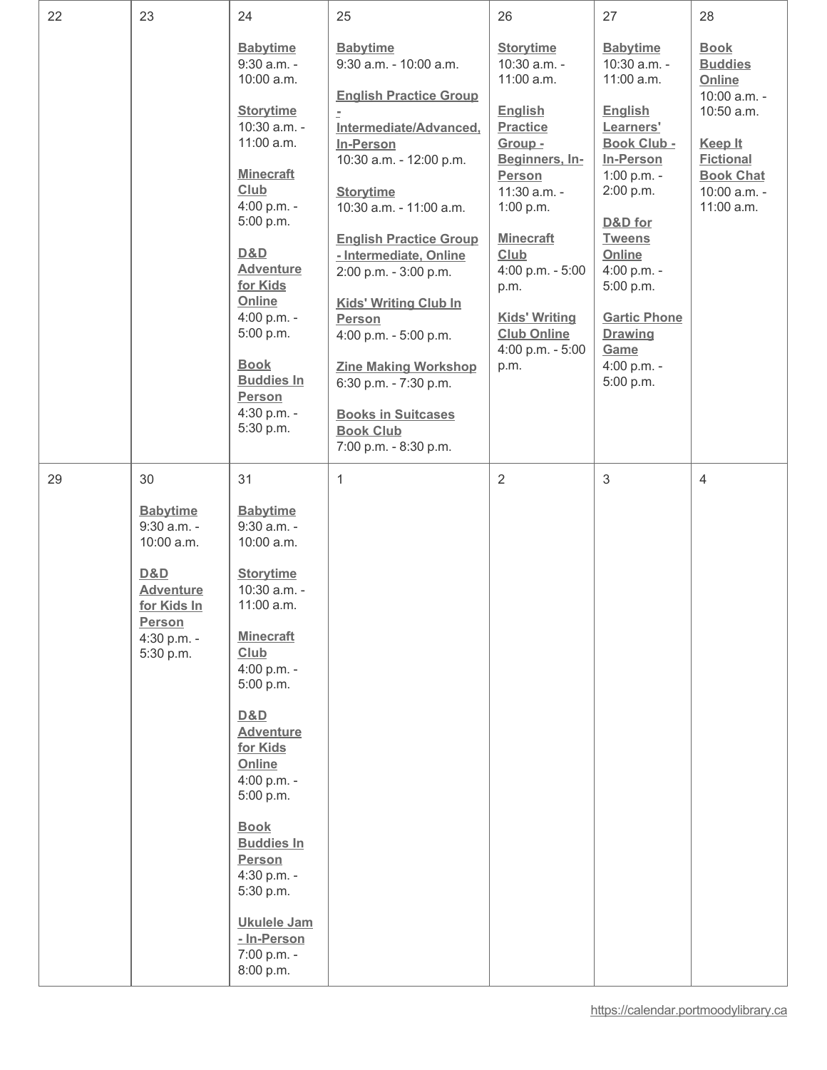| | | | | | | |
|---|---|---|---|---|---|---|
| 22 | 23 | 24<br><br>**Babytime**<br>9:30 a.m. - 10:00 a.m.<br><br>**Storytime**<br>10:30 a.m. - 11:00 a.m.<br><br>**Minecraft Club**<br>4:00 p.m. - 5:00 p.m.<br><br>**D&D Adventure for Kids Online**<br>4:00 p.m. - 5:00 p.m.<br><br>**Book Buddies In Person**<br>4:30 p.m. - 5:30 p.m. | 25<br><br>**Babytime**<br>9:30 a.m. - 10:00 a.m.<br><br>**English Practice Group - Intermediate/Advanced, In-Person**<br>10:30 a.m. - 12:00 p.m.<br><br>**Storytime**<br>10:30 a.m. - 11:00 a.m.<br><br>**English Practice Group - Intermediate, Online**<br>2:00 p.m. - 3:00 p.m.<br><br>**Kids' Writing Club In Person**<br>4:00 p.m. - 5:00 p.m.<br><br>**Zine Making Workshop**<br>6:30 p.m. - 7:30 p.m.<br><br>**Books in Suitcases Book Club**<br>7:00 p.m. - 8:30 p.m. | 26<br><br>**Storytime**<br>10:30 a.m. - 11:00 a.m.<br><br>**English Practice Group - Beginners, In-Person**<br>11:30 a.m. - 1:00 p.m.<br><br>**Minecraft Club**<br>4:00 p.m. - 5:00 p.m.<br><br>**Kids' Writing Club Online**<br>4:00 p.m. - 5:00 p.m. | 27<br><br>**Babytime**<br>10:30 a.m. - 11:00 a.m.<br><br>**English Learners' Book Club - In-Person**<br>1:00 p.m. - 2:00 p.m.<br><br>**D&D for Tweens Online**<br>4:00 p.m. - 5:00 p.m.<br><br>**Gartic Phone Drawing Game**<br>4:00 p.m. - 5:00 p.m. | 28<br><br>**Book Buddies Online**<br>10:00 a.m. - 10:50 a.m.<br><br>**Keep It Fictional Book Chat**<br>10:00 a.m. - 11:00 a.m. |
| 29 | 30<br><br>**Babytime**<br>9:30 a.m. - 10:00 a.m.<br><br>**D&D Adventure for Kids In Person**<br>4:30 p.m. - 5:30 p.m. | 31<br><br>**Babytime**<br>9:30 a.m. - 10:00 a.m.<br><br>**Storytime**<br>10:30 a.m. - 11:00 a.m.<br><br>**Minecraft Club**<br>4:00 p.m. - 5:00 p.m.<br><br>**D&D Adventure for Kids Online**<br>4:00 p.m. - 5:00 p.m.<br><br>**Book Buddies In Person**<br>4:30 p.m. - 5:30 p.m.<br><br>**Ukulele Jam - In-Person**<br>7:00 p.m. - 8:00 p.m. | 1 | 2 | 3 | 4 |

https://calendar.portmoodylibrary.ca